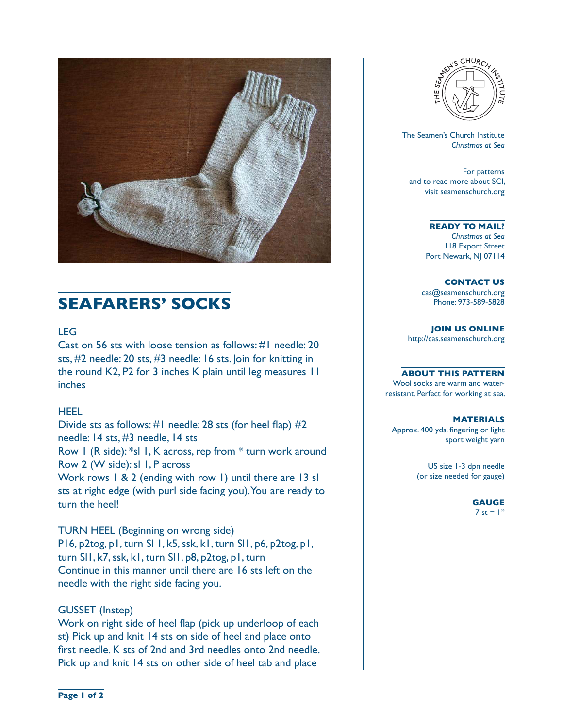## SEAFARERS' SOCKS

LEG

Cast on 56 sts with loose tension as follows: #1 needle: 20 sts, #2 needle: 20 sts, #3 needle: 16 sts. Join for knitting in the round K2, P2 for 3 inches K plain until leg measures 11 inches

HEEL

Divide sts as follows: #1 needle: 28 sts (for heel flap) #2 needle: 14 sts, #3 needle, 14 sts

Row 1 (R side): *sl 1, K across, rep from * turn work around

Row 2 (W side): sl 1, P across

Work rows 1 & 2 (ending with row 1) until there are 13 sl sts at right edge (with purl side facing you). You are ready to turn the heel!

TURN HEEL (Beginning on wrong side)

P16, p2tog, p1, turn Sl 1, k5, ssk, k1, turn Sl1, p6, p2tog, p1, turn Sl1, k7, ssk, k1, turn Sl1, p8, p2tog, p1, turn

Continue in this manner until there are 16 sts left on the needle with the right side facing you.

GUSSET (Instep)

Work on right side of heel flap (pick up underloop of each st) Pick up and knit 14 sts on side of heel and place onto first needle. K sts of 2nd and 3rd needles onto 2nd needle. Pick up and knit 14 sts on other side of heel tab and place

The Seamen's Church Institute
*Christmas at Sea*

For patterns and to read more about SCI, visit seamenschurch.org

**READY TO MAIL?**
*Christmas at Sea*
118 Export Street
Port Newark, NJ 07114

**CONTACT US**
cas@seamenschurch.org
Phone: 973-589-5828

**JOIN US ONLINE**
http://cas.seamenschurch.org

**ABOUT THIS PATTERN**
Wool socks are warm and water-resistant. Perfect for working at sea.

**MATERIALS**
Approx. 400 yds. fingering or light sport weight yarn

US size 1-3 dpn needle (or size needed for gauge)

**GAUGE**
7 st = 1"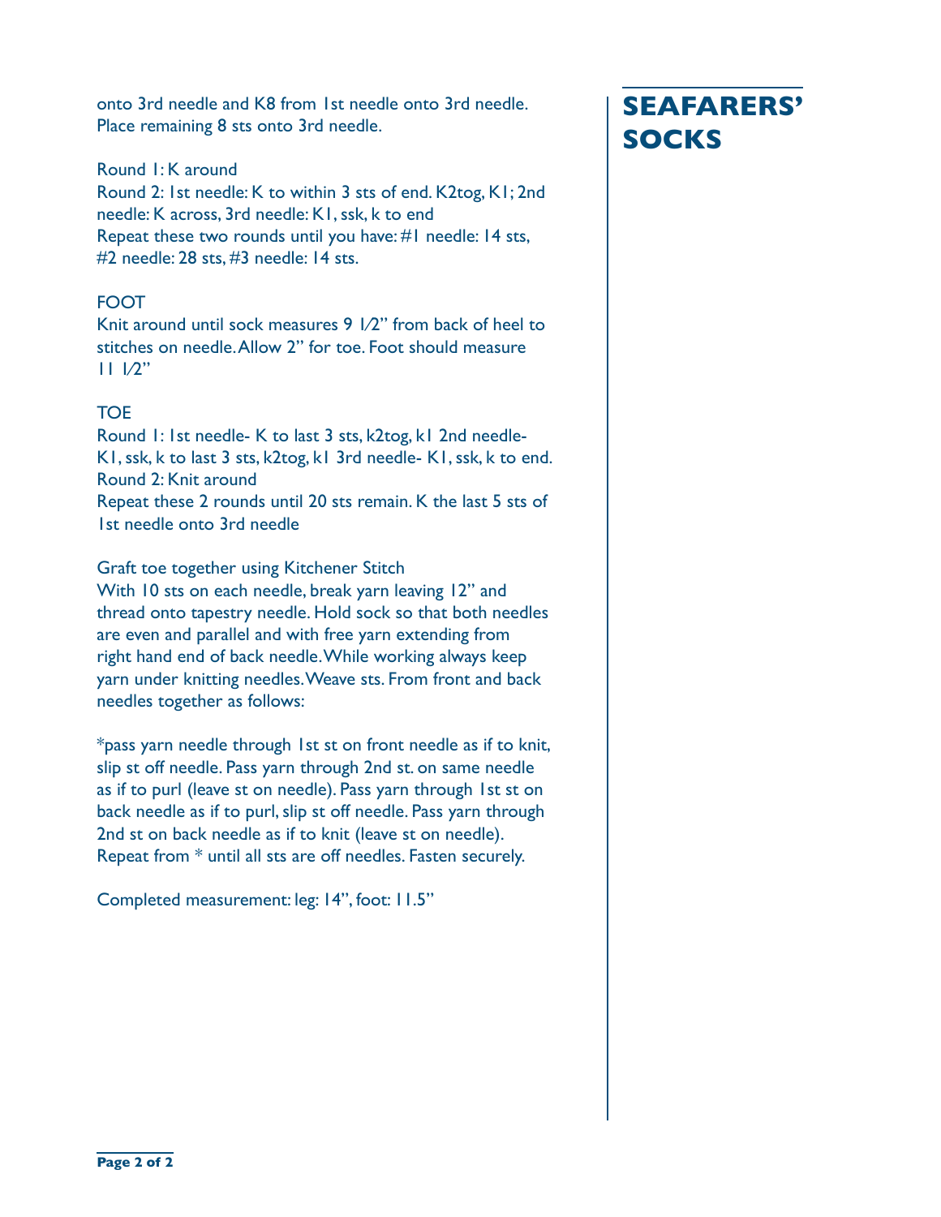## SEAFARERS' SOCKS

onto 3rd needle and K8 from 1st needle onto 3rd needle. Place remaining 8 sts onto 3rd needle.

Round 1: K around
Round 2: 1st needle: K to within 3 sts of end. K2tog, K1; 2nd needle: K across, 3rd needle: K1, ssk, k to end
Repeat these two rounds until you have: #1 needle: 14 sts, #2 needle: 28 sts, #3 needle: 14 sts.

FOOT
Knit around until sock measures 9 1⁄2" from back of heel to stitches on needle. Allow 2" for toe. Foot should measure 11 1⁄2"

TOE
Round 1: 1st needle- K to last 3 sts, k2tog, k1 2nd needle- K1, ssk, k to last 3 sts, k2tog, k1 3rd needle- K1, ssk, k to end.
Round 2: Knit around
Repeat these 2 rounds until 20 sts remain. K the last 5 sts of 1st needle onto 3rd needle

Graft toe together using Kitchener Stitch
With 10 sts on each needle, break yarn leaving 12" and thread onto tapestry needle. Hold sock so that both needles are even and parallel and with free yarn extending from right hand end of back needle. While working always keep yarn under knitting needles. Weave sts. From front and back needles together as follows:

*pass yarn needle through 1st st on front needle as if to knit, slip st off needle. Pass yarn through 2nd st. on same needle as if to purl (leave st on needle). Pass yarn through 1st st on back needle as if to purl, slip st off needle. Pass yarn through 2nd st on back needle as if to knit (leave st on needle). Repeat from * until all sts are off needles. Fasten securely.

Completed measurement: leg: 14", foot: 11.5"